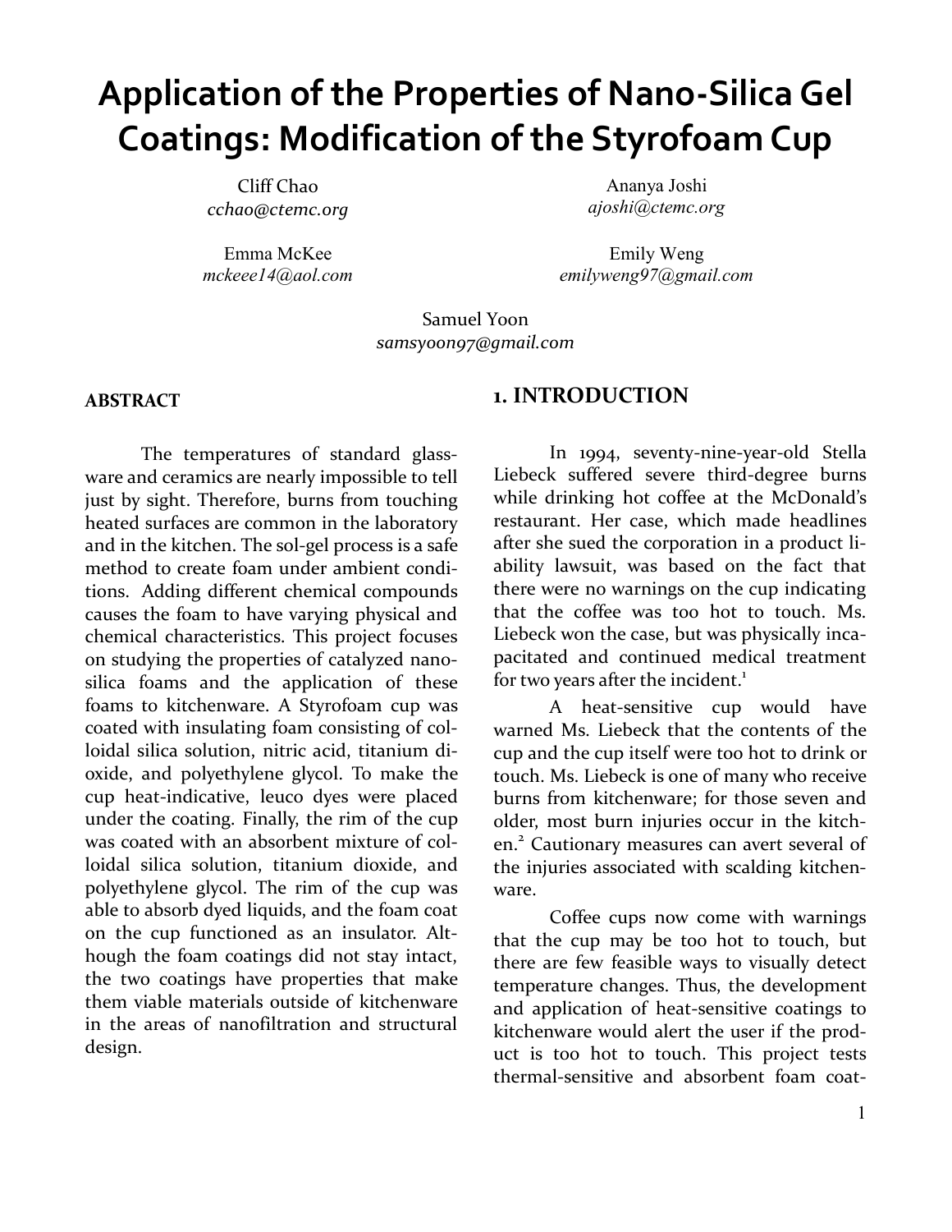# Application of the Properties of Nano-Silica Gel Coatings: Modification of the Styrofoam Cup

Cliff Chao
*cchao@ctemc.org*

Ananya Joshi
*ajoshi@ctemc.org*

Emma McKee
*mckeee14@aol.com*

Emily Weng
*emilyweng97@gmail.com*

Samuel Yoon
*samsyoon97@gmail.com*

**ABSTRACT**

The temperatures of standard glassware and ceramics are nearly impossible to tell just by sight. Therefore, burns from touching heated surfaces are common in the laboratory and in the kitchen. The sol-gel process is a safe method to create foam under ambient conditions. Adding different chemical compounds causes the foam to have varying physical and chemical characteristics. This project focuses on studying the properties of catalyzed nano-silica foams and the application of these foams to kitchenware. A Styrofoam cup was coated with insulating foam consisting of colloidal silica solution, nitric acid, titanium dioxide, and polyethylene glycol. To make the cup heat-indicative, leuco dyes were placed under the coating. Finally, the rim of the cup was coated with an absorbent mixture of colloidal silica solution, titanium dioxide, and polyethylene glycol. The rim of the cup was able to absorb dyed liquids, and the foam coat on the cup functioned as an insulator. Although the foam coatings did not stay intact, the two coatings have properties that make them viable materials outside of kitchenware in the areas of nanofiltration and structural design.

## 1. INTRODUCTION

In 1994, seventy-nine-year-old Stella Liebeck suffered severe third-degree burns while drinking hot coffee at the McDonald's restaurant. Her case, which made headlines after she sued the corporation in a product liability lawsuit, was based on the fact that there were no warnings on the cup indicating that the coffee was too hot to touch. Ms. Liebeck won the case, but was physically incapacitated and continued medical treatment for two years after the incident.[1]

A heat-sensitive cup would have warned Ms. Liebeck that the contents of the cup and the cup itself were too hot to drink or touch. Ms. Liebeck is one of many who receive burns from kitchenware; for those seven and older, most burn injuries occur in the kitchen.[2] Cautionary measures can avert several of the injuries associated with scalding kitchenware.

Coffee cups now come with warnings that the cup may be too hot to touch, but there are few feasible ways to visually detect temperature changes. Thus, the development and application of heat-sensitive coatings to kitchenware would alert the user if the product is too hot to touch. This project tests thermal-sensitive and absorbent foam coat-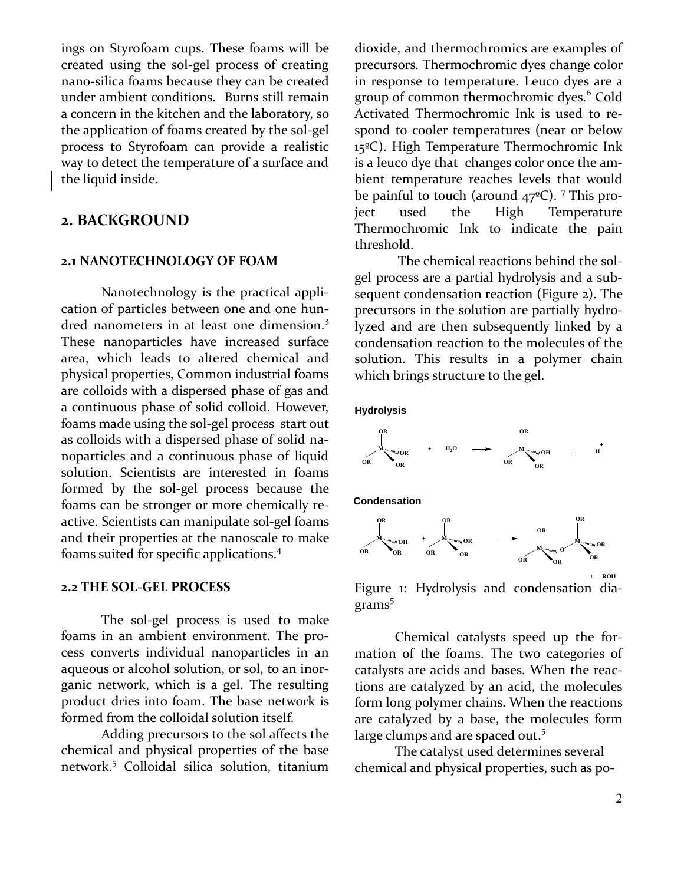ings on Styrofoam cups. These foams will be created using the sol-gel process of creating nano-silica foams because they can be created under ambient conditions. Burns still remain a concern in the kitchen and the laboratory, so the application of foams created by the sol-gel process to Styrofoam can provide a realistic way to detect the temperature of a surface and the liquid inside.

## 2. BACKGROUND

### 2.1 NANOTECHNOLOGY OF FOAM

Nanotechnology is the practical application of particles between one and one hundred nanometers in at least one dimension.[3] These nanoparticles have increased surface area, which leads to altered chemical and physical properties, Common industrial foams are colloids with a dispersed phase of gas and a continuous phase of solid colloid. However, foams made using the sol-gel process start out as colloids with a dispersed phase of solid nanoparticles and a continuous phase of liquid solution. Scientists are interested in foams formed by the sol-gel process because the foams can be stronger or more chemically reactive. Scientists can manipulate sol-gel foams and their properties at the nanoscale to make foams suited for specific applications.[4]

### 2.2 THE SOL-GEL PROCESS

The sol-gel process is used to make foams in an ambient environment. The process converts individual nanoparticles in an aqueous or alcohol solution, or sol, to an inorganic network, which is a gel. The resulting product dries into foam. The base network is formed from the colloidal solution itself.

Adding precursors to the sol affects the chemical and physical properties of the base network.[5] Colloidal silica solution, titanium dioxide, and thermochromics are examples of precursors. Thermochromic dyes change color in response to temperature. Leuco dyes are a group of common thermochromic dyes.[6] Cold Activated Thermochromic Ink is used to respond to cooler temperatures (near or below 15ºC). High Temperature Thermochromic Ink is a leuco dye that changes color once the ambient temperature reaches levels that would be painful to touch (around 47ºC). [7] This project used the High Temperature Thermochromic Ink to indicate the pain threshold.

The chemical reactions behind the sol-gel process are a partial hydrolysis and a subsequent condensation reaction (Figure 2). The precursors in the solution are partially hydrolyzed and are then subsequently linked by a condensation reaction to the molecules of the solution. This results in a polymer chain which brings structure to the gel.

**Hydrolysis**

$$M(OR)_4 + H_2O \rightarrow M(OR)_3OH + H^+$$

**Condensation**

$$M(OR)_3OH + M(OR)_4 \rightarrow (OR)_3M{-}O{-}M(OR)_3 + ROH$$

Figure 1: Hydrolysis and condensation diagrams[5]

Chemical catalysts speed up the formation of the foams. The two categories of catalysts are acids and bases. When the reactions are catalyzed by an acid, the molecules form long polymer chains. When the reactions are catalyzed by a base, the molecules form large clumps and are spaced out.[5]

The catalyst used determines several chemical and physical properties, such as po-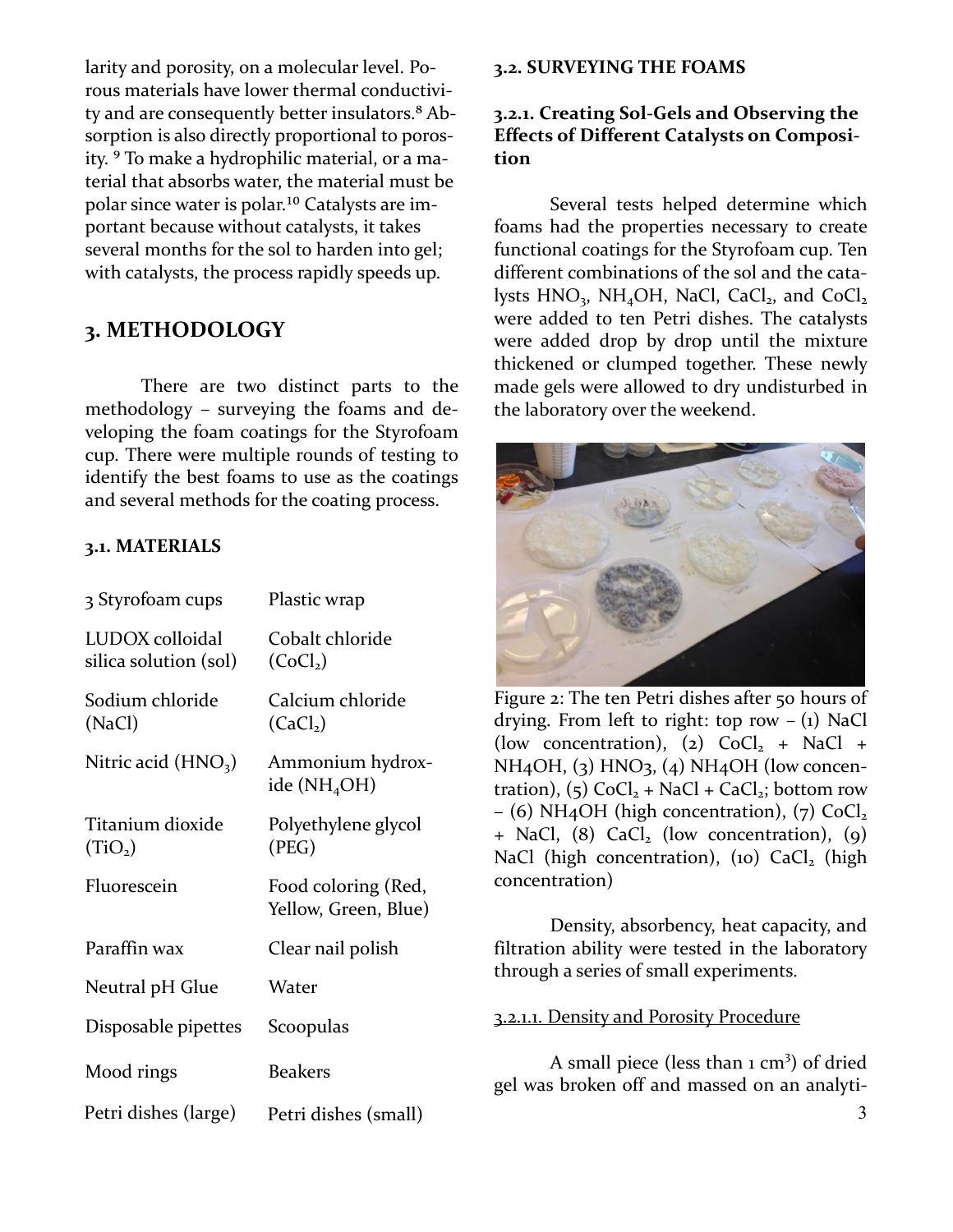larity and porosity, on a molecular level. Porous materials have lower thermal conductivity and are consequently better insulators.[8] Absorption is also directly proportional to porosity. [9] To make a hydrophilic material, or a material that absorbs water, the material must be polar since water is polar.[10] Catalysts are important because without catalysts, it takes several months for the sol to harden into gel; with catalysts, the process rapidly speeds up.

## 3. METHODOLOGY

There are two distinct parts to the methodology – surveying the foams and developing the foam coatings for the Styrofoam cup. There were multiple rounds of testing to identify the best foams to use as the coatings and several methods for the coating process.

### 3.1. MATERIALS

| | |
|---|---|
| 3 Styrofoam cups | Plastic wrap |
| LUDOX colloidal silica solution (sol) | Cobalt chloride ($CoCl_2$) |
| Sodium chloride (NaCl) | Calcium chloride ($CaCl_2$) |
| Nitric acid ($HNO_3$) | Ammonium hydroxide ($NH_4OH$) |
| Titanium dioxide ($TiO_2$) | Polyethylene glycol (PEG) |
| Fluorescein | Food coloring (Red, Yellow, Green, Blue) |
| Paraffin wax | Clear nail polish |
| Neutral pH Glue | Water |
| Disposable pipettes | Scoopulas |
| Mood rings | Beakers |
| Petri dishes (large) | Petri dishes (small) |

### 3.2. SURVEYING THE FOAMS

#### 3.2.1. Creating Sol-Gels and Observing the Effects of Different Catalysts on Composition

Several tests helped determine which foams had the properties necessary to create functional coatings for the Styrofoam cup. Ten different combinations of the sol and the catalysts $HNO_3$, $NH_4OH$, NaCl, $CaCl_2$, and $CoCl_2$ were added to ten Petri dishes. The catalysts were added drop by drop until the mixture thickened or clumped together. These newly made gels were allowed to dry undisturbed in the laboratory over the weekend.

Figure 2: The ten Petri dishes after 50 hours of drying. From left to right: top row – (1) NaCl (low concentration), (2) $CoCl_2$ + NaCl + $NH_4OH$, (3) $HNO_3$, (4) $NH_4OH$ (low concentration), (5) $CoCl_2$ + NaCl + $CaCl_2$; bottom row – (6) $NH_4OH$ (high concentration), (7) $CoCl_2$ + NaCl, (8) $CaCl_2$ (low concentration), (9) NaCl (high concentration), (10) $CaCl_2$ (high concentration)

Density, absorbency, heat capacity, and filtration ability were tested in the laboratory through a series of small experiments.

3.2.1.1. Density and Porosity Procedure

A small piece (less than 1 $cm^3$) of dried gel was broken off and massed on an analyti-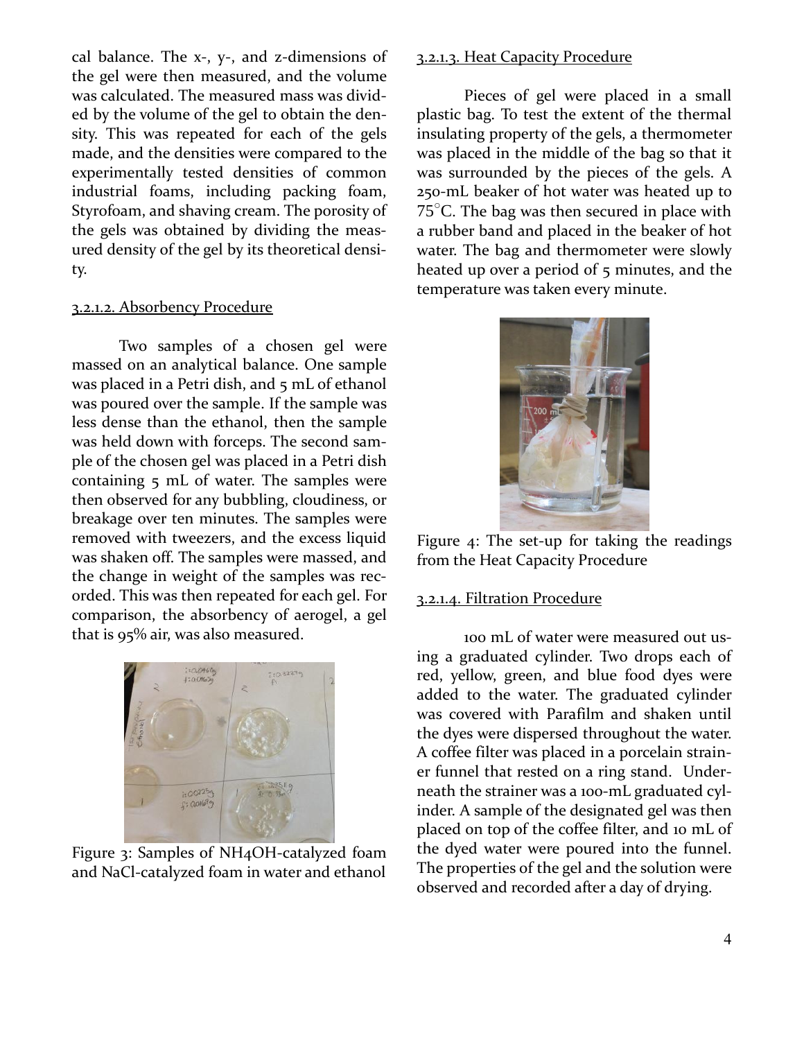cal balance. The x-, y-, and z-dimensions of the gel were then measured, and the volume was calculated. The measured mass was divided by the volume of the gel to obtain the density. This was repeated for each of the gels made, and the densities were compared to the experimentally tested densities of common industrial foams, including packing foam, Styrofoam, and shaving cream. The porosity of the gels was obtained by dividing the measured density of the gel by its theoretical density.

#### 3.2.1.2. Absorbency Procedure

Two samples of a chosen gel were massed on an analytical balance. One sample was placed in a Petri dish, and 5 mL of ethanol was poured over the sample. If the sample was less dense than the ethanol, then the sample was held down with forceps. The second sample of the chosen gel was placed in a Petri dish containing 5 mL of water. The samples were then observed for any bubbling, cloudiness, or breakage over ten minutes. The samples were removed with tweezers, and the excess liquid was shaken off. The samples were massed, and the change in weight of the samples was recorded. This was then repeated for each gel. For comparison, the absorbency of aerogel, a gel that is 95% air, was also measured.

Figure 3: Samples of $NH_4OH$-catalyzed foam and NaCl-catalyzed foam in water and ethanol

#### 3.2.1.3. Heat Capacity Procedure

Pieces of gel were placed in a small plastic bag. To test the extent of the thermal insulating property of the gels, a thermometer was placed in the middle of the bag so that it was surrounded by the pieces of the gels. A 250-mL beaker of hot water was heated up to 75°C. The bag was then secured in place with a rubber band and placed in the beaker of hot water. The bag and thermometer were slowly heated up over a period of 5 minutes, and the temperature was taken every minute.

Figure 4: The set-up for taking the readings from the Heat Capacity Procedure

#### 3.2.1.4. Filtration Procedure

100 mL of water were measured out using a graduated cylinder. Two drops each of red, yellow, green, and blue food dyes were added to the water. The graduated cylinder was covered with Parafilm and shaken until the dyes were dispersed throughout the water. A coffee filter was placed in a porcelain strainer funnel that rested on a ring stand. Underneath the strainer was a 100-mL graduated cylinder. A sample of the designated gel was then placed on top of the coffee filter, and 10 mL of the dyed water were poured into the funnel. The properties of the gel and the solution were observed and recorded after a day of drying.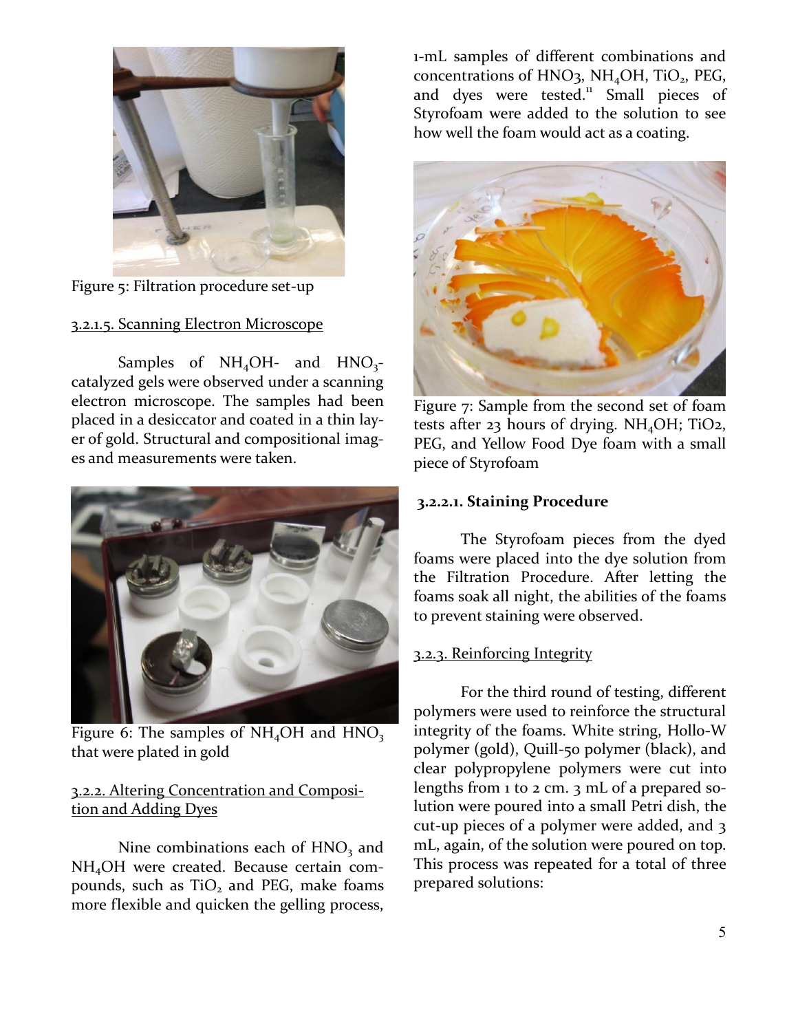Figure 5: Filtration procedure set-up

3.2.1.5. Scanning Electron Microscope

Samples of $NH_4OH$- and $HNO_3$-catalyzed gels were observed under a scanning electron microscope. The samples had been placed in a desiccator and coated in a thin layer of gold. Structural and compositional images and measurements were taken.

Figure 6: The samples of $NH_4OH$ and $HNO_3$ that were plated in gold

3.2.2. Altering Concentration and Composition and Adding Dyes

Nine combinations each of $HNO_3$ and $NH_4OH$ were created. Because certain compounds, such as $TiO_2$ and PEG, make foams more flexible and quicken the gelling process, 1-mL samples of different combinations and concentrations of $HNO_3$, $NH_4OH$, $TiO_2$, PEG, and dyes were tested.[11] Small pieces of Styrofoam were added to the solution to see how well the foam would act as a coating.

Figure 7: Sample from the second set of foam tests after 23 hours of drying. $NH_4OH$; $TiO_2$, PEG, and Yellow Food Dye foam with a small piece of Styrofoam

**3.2.2.1. Staining Procedure**

The Styrofoam pieces from the dyed foams were placed into the dye solution from the Filtration Procedure. After letting the foams soak all night, the abilities of the foams to prevent staining were observed.

3.2.3. Reinforcing Integrity

For the third round of testing, different polymers were used to reinforce the structural integrity of the foams. White string, Hollo-W polymer (gold), Quill-50 polymer (black), and clear polypropylene polymers were cut into lengths from 1 to 2 cm. 3 mL of a prepared solution were poured into a small Petri dish, the cut-up pieces of a polymer were added, and 3 mL, again, of the solution were poured on top. This process was repeated for a total of three prepared solutions: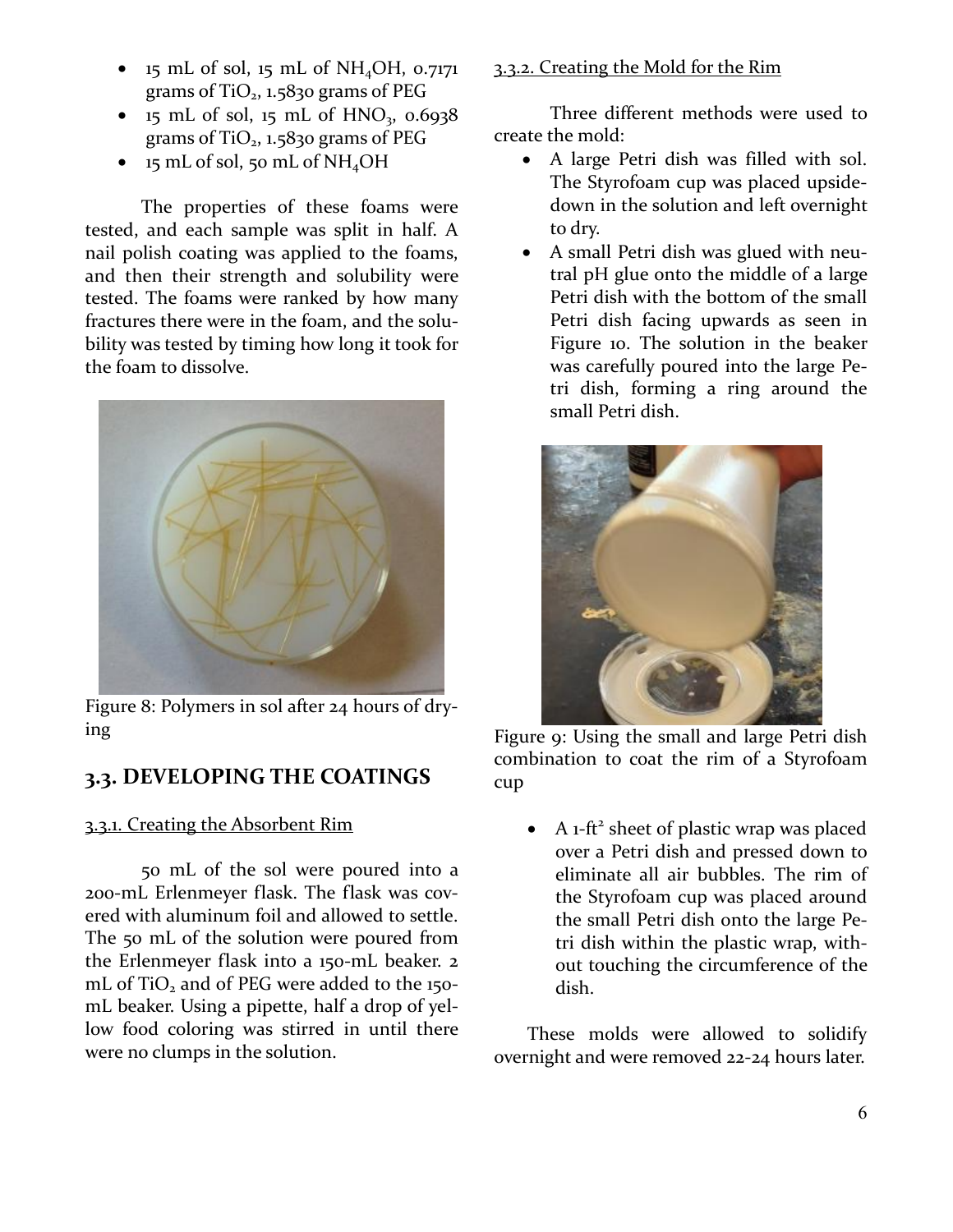- 15 mL of sol, 15 mL of $NH_4OH$, 0.7171 grams of $TiO_2$, 1.5830 grams of PEG
- 15 mL of sol, 15 mL of $HNO_3$, 0.6938 grams of $TiO_2$, 1.5830 grams of PEG
- 15 mL of sol, 50 mL of $NH_4OH$

The properties of these foams were tested, and each sample was split in half. A nail polish coating was applied to the foams, and then their strength and solubility were tested. The foams were ranked by how many fractures there were in the foam, and the solubility was tested by timing how long it took for the foam to dissolve.

Figure 8: Polymers in sol after 24 hours of drying

## 3.3. DEVELOPING THE COATINGS

### 3.3.1. Creating the Absorbent Rim

50 mL of the sol were poured into a 200-mL Erlenmeyer flask. The flask was covered with aluminum foil and allowed to settle. The 50 mL of the solution were poured from the Erlenmeyer flask into a 150-mL beaker. 2 mL of $TiO_2$ and of PEG were added to the 150-mL beaker. Using a pipette, half a drop of yellow food coloring was stirred in until there were no clumps in the solution.

### 3.3.2. Creating the Mold for the Rim

Three different methods were used to create the mold:

- A large Petri dish was filled with sol. The Styrofoam cup was placed upside-down in the solution and left overnight to dry.
- A small Petri dish was glued with neutral pH glue onto the middle of a large Petri dish with the bottom of the small Petri dish facing upwards as seen in Figure 10. The solution in the beaker was carefully poured into the large Petri dish, forming a ring around the small Petri dish.

Figure 9: Using the small and large Petri dish combination to coat the rim of a Styrofoam cup

- A 1-ft$^2$ sheet of plastic wrap was placed over a Petri dish and pressed down to eliminate all air bubbles. The rim of the Styrofoam cup was placed around the small Petri dish onto the large Petri dish within the plastic wrap, without touching the circumference of the dish.

These molds were allowed to solidify overnight and were removed 22-24 hours later.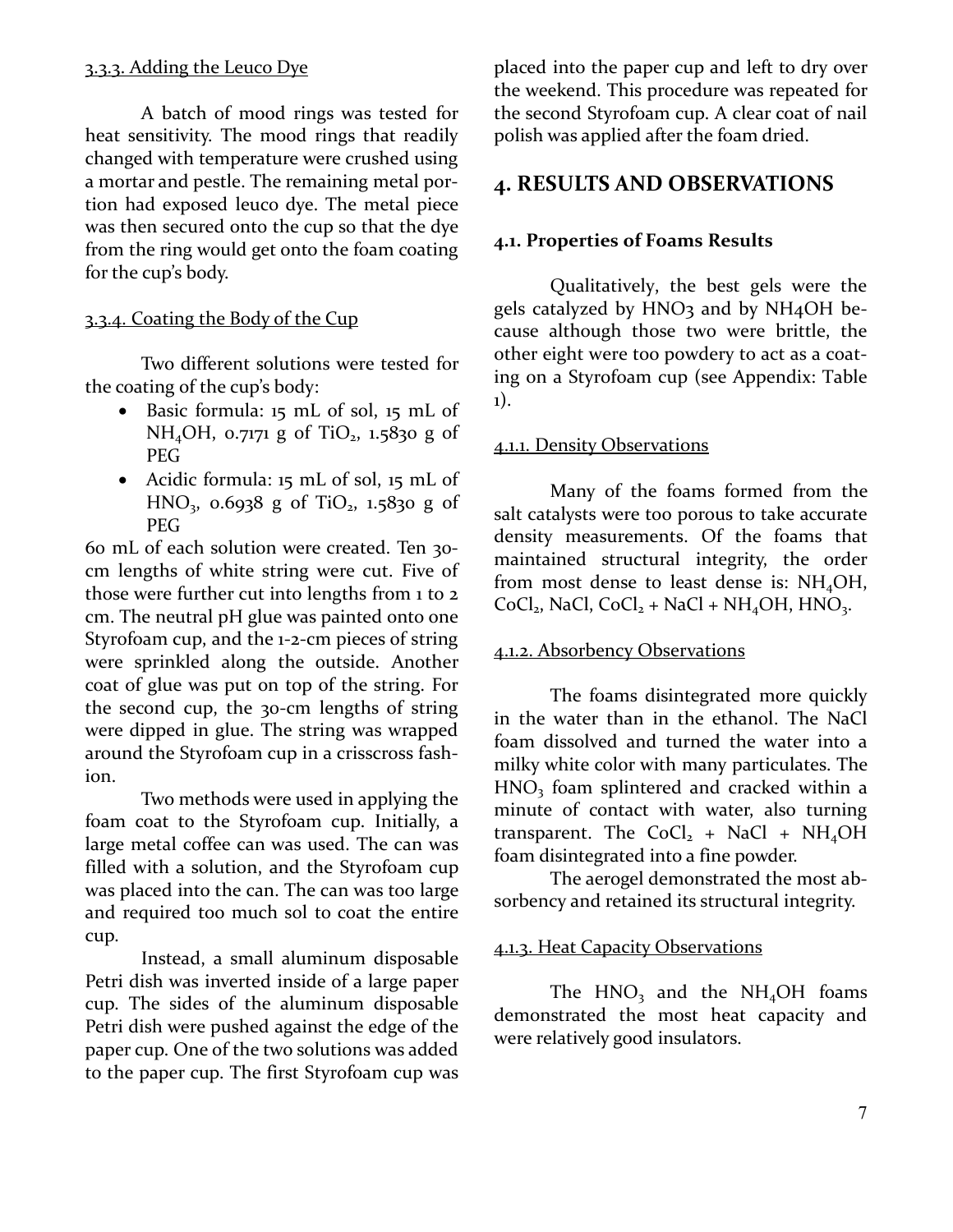#### 3.3.3. Adding the Leuco Dye

A batch of mood rings was tested for heat sensitivity. The mood rings that readily changed with temperature were crushed using a mortar and pestle. The remaining metal portion had exposed leuco dye. The metal piece was then secured onto the cup so that the dye from the ring would get onto the foam coating for the cup's body.

#### 3.3.4. Coating the Body of the Cup

Two different solutions were tested for the coating of the cup's body:

- Basic formula: 15 mL of sol, 15 mL of $NH_4OH$, 0.7171 g of $TiO_2$, 1.5830 g of PEG
- Acidic formula: 15 mL of sol, 15 mL of $HNO_3$, 0.6938 g of $TiO_2$, 1.5830 g of PEG

60 mL of each solution were created. Ten 30-cm lengths of white string were cut. Five of those were further cut into lengths from 1 to 2 cm. The neutral pH glue was painted onto one Styrofoam cup, and the 1-2-cm pieces of string were sprinkled along the outside. Another coat of glue was put on top of the string. For the second cup, the 30-cm lengths of string were dipped in glue. The string was wrapped around the Styrofoam cup in a crisscross fashion.

Two methods were used in applying the foam coat to the Styrofoam cup. Initially, a large metal coffee can was used. The can was filled with a solution, and the Styrofoam cup was placed into the can. The can was too large and required too much sol to coat the entire cup.

Instead, a small aluminum disposable Petri dish was inverted inside of a large paper cup. The sides of the aluminum disposable Petri dish were pushed against the edge of the paper cup. One of the two solutions was added to the paper cup. The first Styrofoam cup was placed into the paper cup and left to dry over the weekend. This procedure was repeated for the second Styrofoam cup. A clear coat of nail polish was applied after the foam dried.

## 4. RESULTS AND OBSERVATIONS

### 4.1. Properties of Foams Results

Qualitatively, the best gels were the gels catalyzed by $HNO_3$ and by $NH_4OH$ because although those two were brittle, the other eight were too powdery to act as a coating on a Styrofoam cup (see Appendix: Table 1).

#### 4.1.1. Density Observations

Many of the foams formed from the salt catalysts were too porous to take accurate density measurements. Of the foams that maintained structural integrity, the order from most dense to least dense is: $NH_4OH$, $CoCl_2$, NaCl, $CoCl_2$ + NaCl + $NH_4OH$, $HNO_3$.

#### 4.1.2. Absorbency Observations

The foams disintegrated more quickly in the water than in the ethanol. The NaCl foam dissolved and turned the water into a milky white color with many particulates. The $HNO_3$ foam splintered and cracked within a minute of contact with water, also turning transparent. The $CoCl_2$ + NaCl + $NH_4OH$ foam disintegrated into a fine powder.

The aerogel demonstrated the most absorbency and retained its structural integrity.

#### 4.1.3. Heat Capacity Observations

The $HNO_3$ and the $NH_4OH$ foams demonstrated the most heat capacity and were relatively good insulators.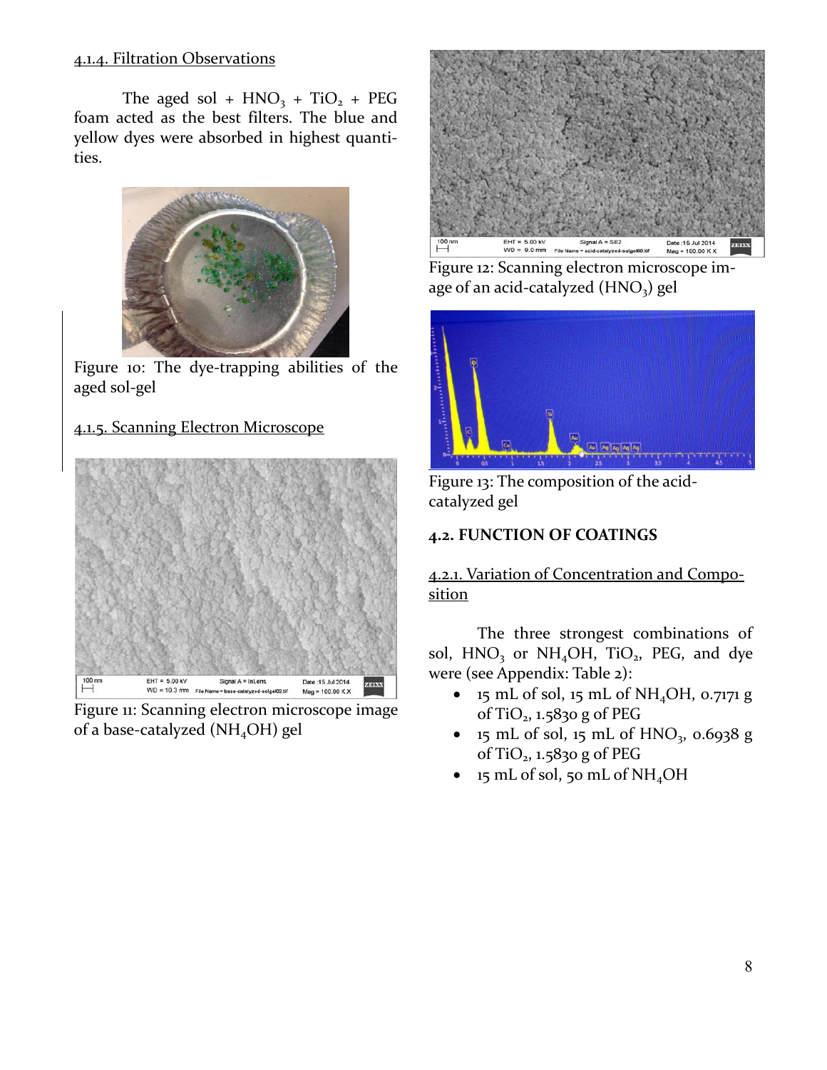4.1.4. Filtration Observations

The aged sol + $HNO_3$ + $TiO_2$ + PEG foam acted as the best filters. The blue and yellow dyes were absorbed in highest quantities.

Figure 10: The dye-trapping abilities of the aged sol-gel

4.1.5. Scanning Electron Microscope

Figure 11: Scanning electron microscope image of a base-catalyzed ($NH_4OH$) gel

Figure 12: Scanning electron microscope image of an acid-catalyzed ($HNO_3$) gel

Figure 13: The composition of the acid-catalyzed gel

## 4.2. FUNCTION OF COATINGS

4.2.1. Variation of Concentration and Composition

The three strongest combinations of sol, $HNO_3$ or $NH_4OH$, $TiO_2$, PEG, and dye were (see Appendix: Table 2):

- 15 mL of sol, 15 mL of $NH_4OH$, 0.7171 g of $TiO_2$, 1.5830 g of PEG
- 15 mL of sol, 15 mL of $HNO_3$, 0.6938 g of $TiO_2$, 1.5830 g of PEG
- 15 mL of sol, 50 mL of $NH_4OH$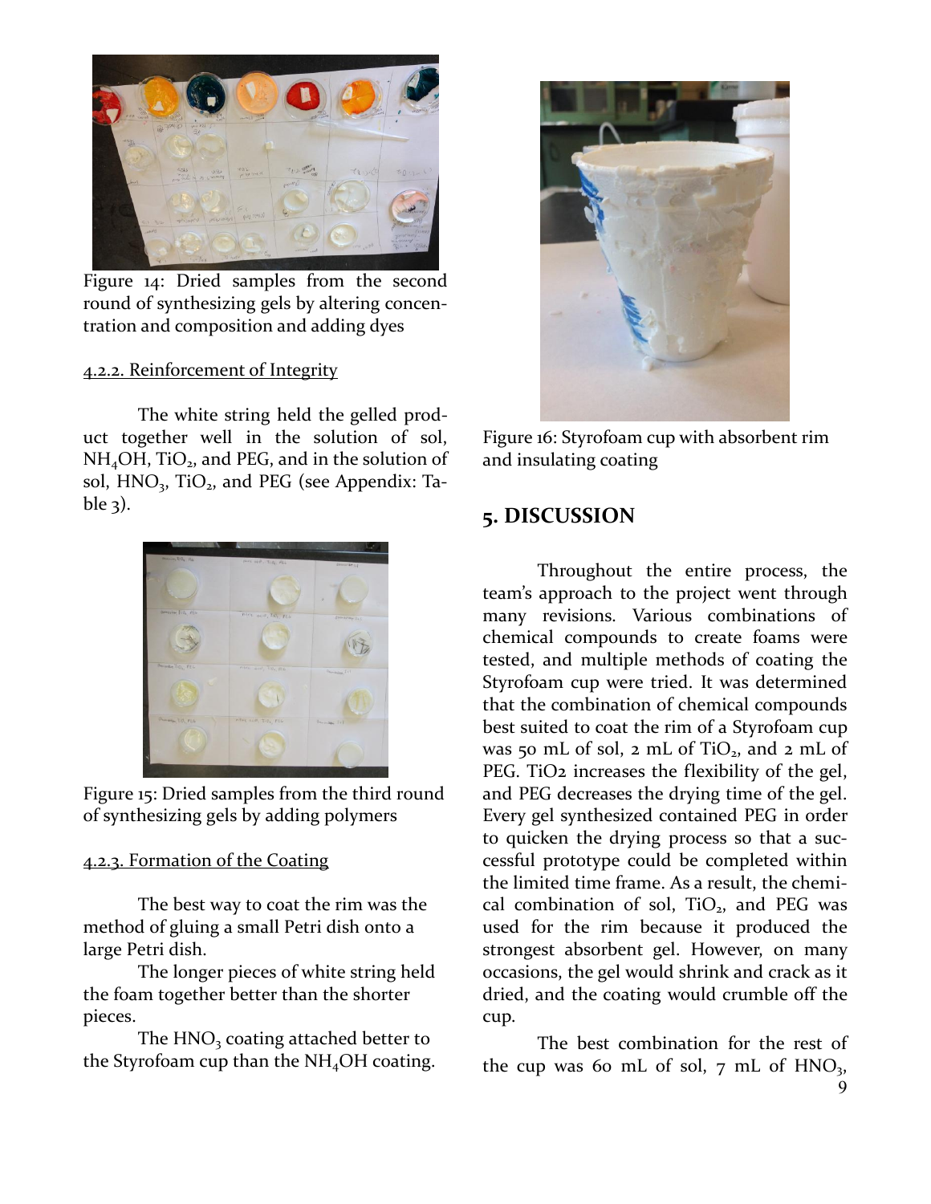Figure 14: Dried samples from the second round of synthesizing gels by altering concentration and composition and adding dyes

#### 4.2.2. Reinforcement of Integrity

The white string held the gelled product together well in the solution of sol, $NH_4OH$, $TiO_2$, and PEG, and in the solution of sol, $HNO_3$, $TiO_2$, and PEG (see Appendix: Table 3).

Figure 15: Dried samples from the third round of synthesizing gels by adding polymers

#### 4.2.3. Formation of the Coating

The best way to coat the rim was the method of gluing a small Petri dish onto a large Petri dish.

The longer pieces of white string held the foam together better than the shorter pieces.

The $HNO_3$ coating attached better to the Styrofoam cup than the $NH_4OH$ coating.

Figure 16: Styrofoam cup with absorbent rim and insulating coating

## 5. DISCUSSION

Throughout the entire process, the team's approach to the project went through many revisions. Various combinations of chemical compounds to create foams were tested, and multiple methods of coating the Styrofoam cup were tried. It was determined that the combination of chemical compounds best suited to coat the rim of a Styrofoam cup was 50 mL of sol, 2 mL of $TiO_2$, and 2 mL of PEG. TiO2 increases the flexibility of the gel, and PEG decreases the drying time of the gel. Every gel synthesized contained PEG in order to quicken the drying process so that a successful prototype could be completed within the limited time frame. As a result, the chemical combination of sol, $TiO_2$, and PEG was used for the rim because it produced the strongest absorbent gel. However, on many occasions, the gel would shrink and crack as it dried, and the coating would crumble off the cup.

The best combination for the rest of the cup was 60 mL of sol, 7 mL of $HNO_3$,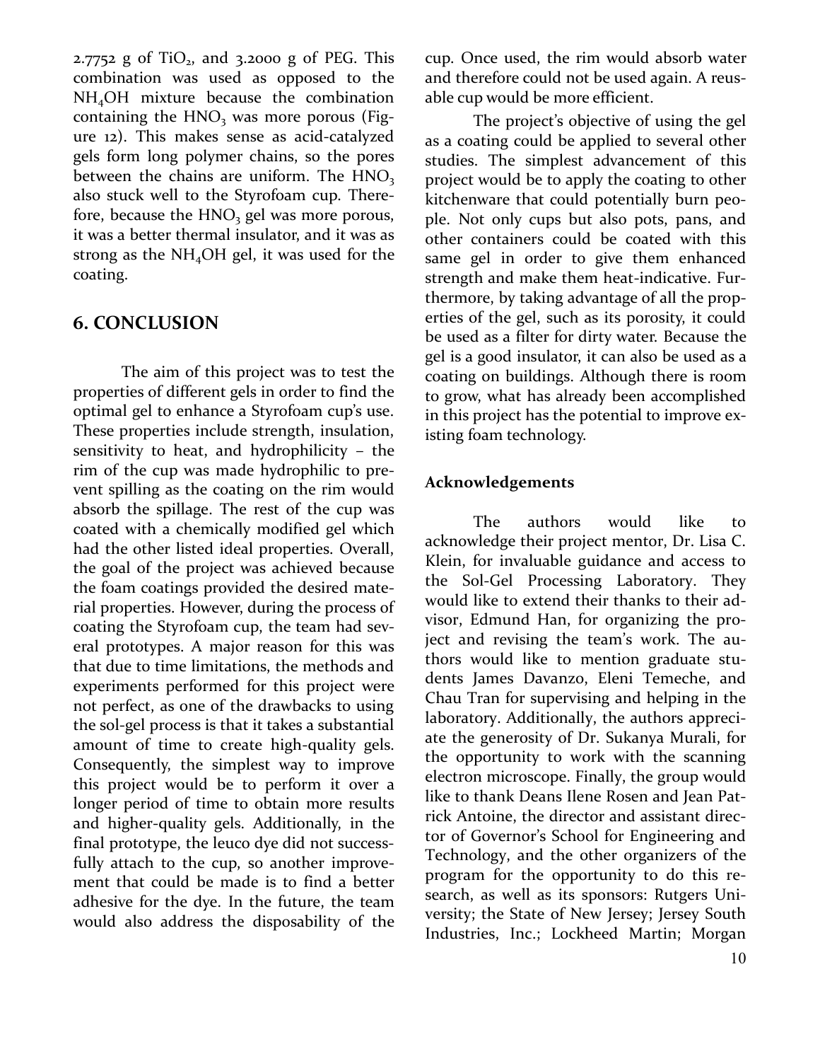2.7752 g of $TiO_2$, and 3.2000 g of PEG. This combination was used as opposed to the $NH_4OH$ mixture because the combination containing the $HNO_3$ was more porous (Figure 12). This makes sense as acid-catalyzed gels form long polymer chains, so the pores between the chains are uniform. The $HNO_3$ also stuck well to the Styrofoam cup. Therefore, because the $HNO_3$ gel was more porous, it was a better thermal insulator, and it was as strong as the $NH_4OH$ gel, it was used for the coating.

## 6. CONCLUSION

The aim of this project was to test the properties of different gels in order to find the optimal gel to enhance a Styrofoam cup's use. These properties include strength, insulation, sensitivity to heat, and hydrophilicity – the rim of the cup was made hydrophilic to prevent spilling as the coating on the rim would absorb the spillage. The rest of the cup was coated with a chemically modified gel which had the other listed ideal properties. Overall, the goal of the project was achieved because the foam coatings provided the desired material properties. However, during the process of coating the Styrofoam cup, the team had several prototypes. A major reason for this was that due to time limitations, the methods and experiments performed for this project were not perfect, as one of the drawbacks to using the sol-gel process is that it takes a substantial amount of time to create high-quality gels. Consequently, the simplest way to improve this project would be to perform it over a longer period of time to obtain more results and higher-quality gels. Additionally, in the final prototype, the leuco dye did not successfully attach to the cup, so another improvement that could be made is to find a better adhesive for the dye. In the future, the team would also address the disposability of the cup. Once used, the rim would absorb water and therefore could not be used again. A reusable cup would be more efficient.

The project's objective of using the gel as a coating could be applied to several other studies. The simplest advancement of this project would be to apply the coating to other kitchenware that could potentially burn people. Not only cups but also pots, pans, and other containers could be coated with this same gel in order to give them enhanced strength and make them heat-indicative. Furthermore, by taking advantage of all the properties of the gel, such as its porosity, it could be used as a filter for dirty water. Because the gel is a good insulator, it can also be used as a coating on buildings. Although there is room to grow, what has already been accomplished in this project has the potential to improve existing foam technology.

### Acknowledgements

The authors would like to acknowledge their project mentor, Dr. Lisa C. Klein, for invaluable guidance and access to the Sol-Gel Processing Laboratory. They would like to extend their thanks to their advisor, Edmund Han, for organizing the project and revising the team's work. The authors would like to mention graduate students James Davanzo, Eleni Temeche, and Chau Tran for supervising and helping in the laboratory. Additionally, the authors appreciate the generosity of Dr. Sukanya Murali, for the opportunity to work with the scanning electron microscope. Finally, the group would like to thank Deans Ilene Rosen and Jean Patrick Antoine, the director and assistant director of Governor's School for Engineering and Technology, and the other organizers of the program for the opportunity to do this research, as well as its sponsors: Rutgers University; the State of New Jersey; Jersey South Industries, Inc.; Lockheed Martin; Morgan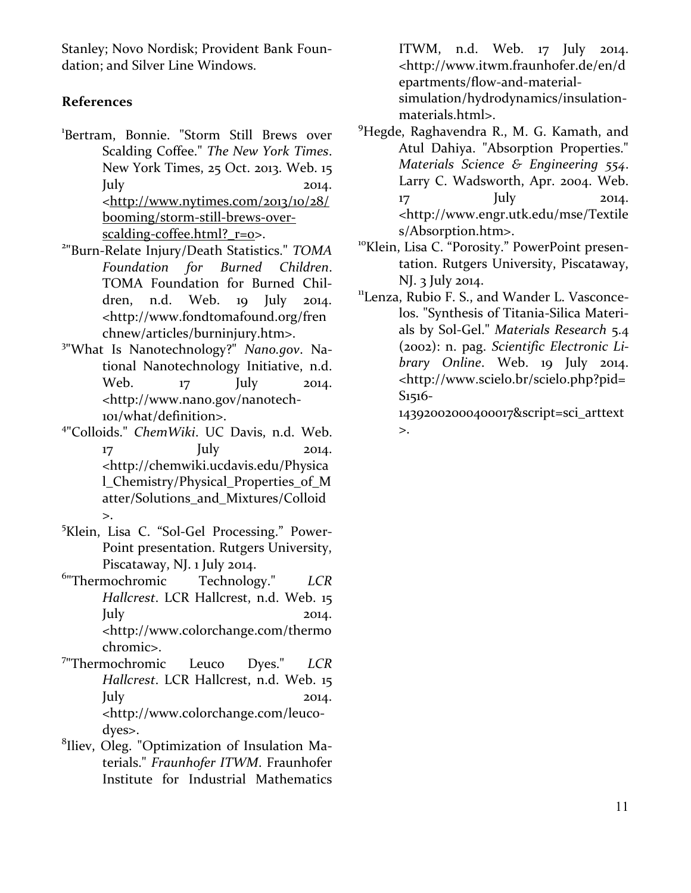Stanley; Novo Nordisk; Provident Bank Foundation; and Silver Line Windows.

### References

[1]Bertram, Bonnie. "Storm Still Brews over Scalding Coffee." *The New York Times*. New York Times, 25 Oct. 2013. Web. 15 July 2014. <http://www.nytimes.com/2013/10/28/booming/storm-still-brews-over-scalding-coffee.html?_r=0>.

[2]"Burn-Relate Injury/Death Statistics." *TOMA Foundation for Burned Children*. TOMA Foundation for Burned Children, n.d. Web. 19 July 2014. <http://www.fondtomafound.org/frenchnew/articles/burninjury.htm>.

[3]"What Is Nanotechnology?" *Nano.gov*. National Nanotechnology Initiative, n.d. Web. 17 July 2014. <http://www.nano.gov/nanotech-101/what/definition>.

[4]"Colloids." *ChemWiki*. UC Davis, n.d. Web. 17 July 2014. <http://chemwiki.ucdavis.edu/Physical_Chemistry/Physical_Properties_of_Matter/Solutions_and_Mixtures/Colloid>.

[5]Klein, Lisa C. "Sol-Gel Processing." PowerPoint presentation. Rutgers University, Piscataway, NJ. 1 July 2014.

[6]"Thermochromic Technology." *LCR Hallcrest*. LCR Hallcrest, n.d. Web. 15 July 2014. <http://www.colorchange.com/thermochromic>.

[7]"Thermochromic Leuco Dyes." *LCR Hallcrest*. LCR Hallcrest, n.d. Web. 15 July 2014. <http://www.colorchange.com/leuco-dyes>.

[8]Iliev, Oleg. "Optimization of Insulation Materials." *Fraunhofer ITWM*. Fraunhofer Institute for Industrial Mathematics ITWM, n.d. Web. 17 July 2014. <http://www.itwm.fraunhofer.de/en/departments/flow-and-material-simulation/hydrodynamics/insulation-materials.html>.

[9]Hegde, Raghavendra R., M. G. Kamath, and Atul Dahiya. "Absorption Properties." *Materials Science & Engineering 554*. Larry C. Wadsworth, Apr. 2004. Web. 17 July 2014. <http://www.engr.utk.edu/mse/Textiles/Absorption.htm>.

[10]Klein, Lisa C. "Porosity." PowerPoint presentation. Rutgers University, Piscataway, NJ. 3 July 2014.

[11]Lenza, Rubio F. S., and Wander L. Vasconcelos. "Synthesis of Titania-Silica Materials by Sol-Gel." *Materials Research* 5.4 (2002): n. pag. *Scientific Electronic Library Online*. Web. 19 July 2014. <http://www.scielo.br/scielo.php?pid=S1516-14392002000400017&script=sci_arttext>.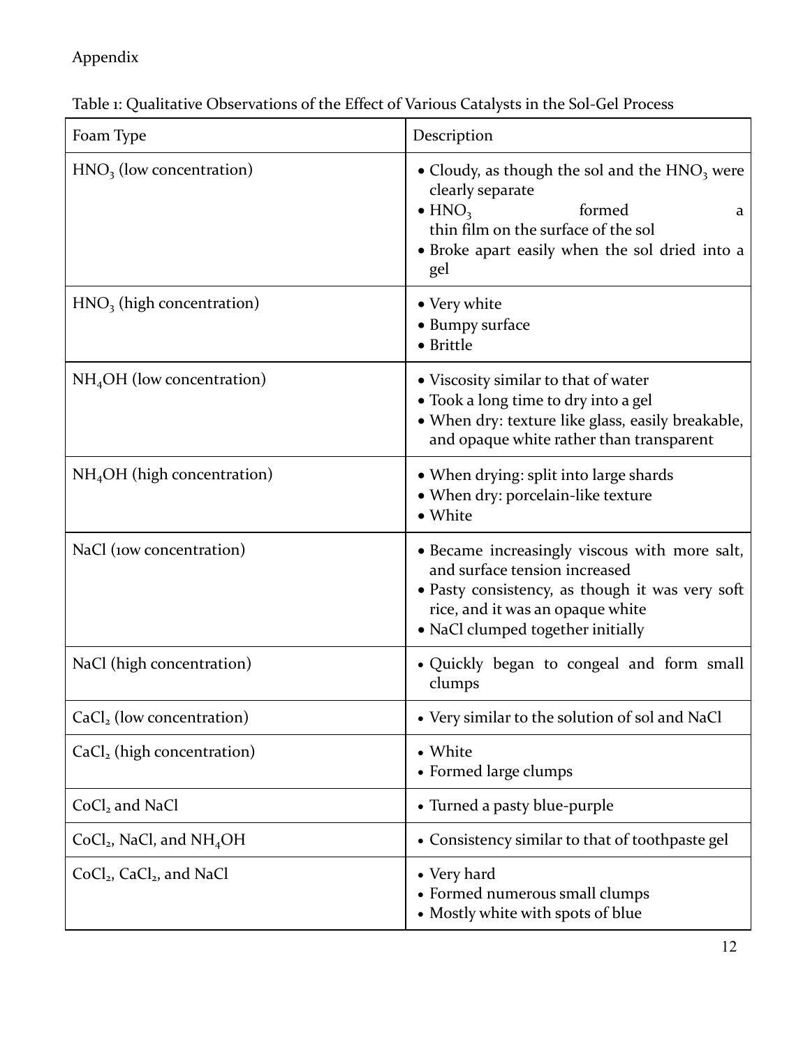Appendix

Table 1: Qualitative Observations of the Effect of Various Catalysts in the Sol-Gel Process

| Foam Type | Description |
|---|---|
| $HNO_3$ (low concentration) | • Cloudy, as though the sol and the $HNO_3$ were clearly separate<br>• $HNO_3$ formed a thin film on the surface of the sol<br>• Broke apart easily when the sol dried into a gel |
| $HNO_3$ (high concentration) | • Very white<br>• Bumpy surface<br>• Brittle |
| $NH_4OH$ (low concentration) | • Viscosity similar to that of water<br>• Took a long time to dry into a gel<br>• When dry: texture like glass, easily breakable, and opaque white rather than transparent |
| $NH_4OH$ (high concentration) | • When drying: split into large shards<br>• When dry: porcelain-like texture<br>• White |
| NaCl (1ow concentration) | • Became increasingly viscous with more salt, and surface tension increased<br>• Pasty consistency, as though it was very soft rice, and it was an opaque white<br>• NaCl clumped together initially |
| NaCl (high concentration) | • Quickly began to congeal and form small clumps |
| $CaCl_2$ (low concentration) | • Very similar to the solution of sol and NaCl |
| $CaCl_2$ (high concentration) | • White<br>• Formed large clumps |
| $CoCl_2$ and NaCl | • Turned a pasty blue-purple |
| $CoCl_2$, NaCl, and $NH_4OH$ | • Consistency similar to that of toothpaste gel |
| $CoCl_2$, $CaCl_2$, and NaCl | • Very hard<br>• Formed numerous small clumps<br>• Mostly white with spots of blue |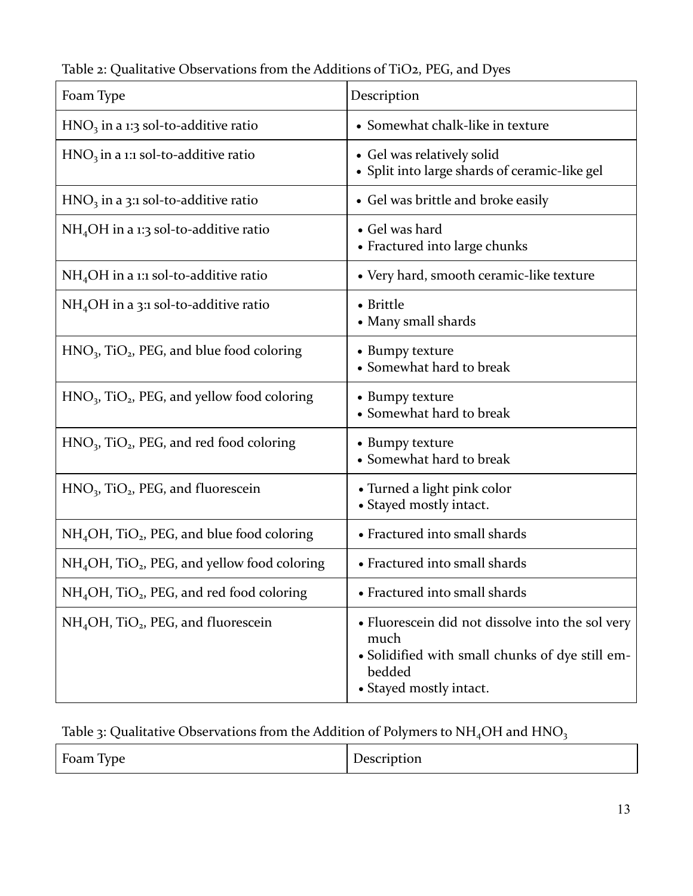Table 2: Qualitative Observations from the Additions of TiO2, PEG, and Dyes

| Foam Type | Description |
| --- | --- |
| $HNO_3$ in a 1:3 sol-to-additive ratio | • Somewhat chalk-like in texture |
| $HNO_3$ in a 1:1 sol-to-additive ratio | • Gel was relatively solid<br>• Split into large shards of ceramic-like gel |
| $HNO_3$ in a 3:1 sol-to-additive ratio | • Gel was brittle and broke easily |
| $NH_4OH$ in a 1:3 sol-to-additive ratio | • Gel was hard<br>• Fractured into large chunks |
| $NH_4OH$ in a 1:1 sol-to-additive ratio | • Very hard, smooth ceramic-like texture |
| $NH_4OH$ in a 3:1 sol-to-additive ratio | • Brittle<br>• Many small shards |
| $HNO_3$, $TiO_2$, PEG, and blue food coloring | • Bumpy texture<br>• Somewhat hard to break |
| $HNO_3$, $TiO_2$, PEG, and yellow food coloring | • Bumpy texture<br>• Somewhat hard to break |
| $HNO_3$, $TiO_2$, PEG, and red food coloring | • Bumpy texture<br>• Somewhat hard to break |
| $HNO_3$, $TiO_2$, PEG, and fluorescein | • Turned a light pink color<br>• Stayed mostly intact. |
| $NH_4OH$, $TiO_2$, PEG, and blue food coloring | • Fractured into small shards |
| $NH_4OH$, $TiO_2$, PEG, and yellow food coloring | • Fractured into small shards |
| $NH_4OH$, $TiO_2$, PEG, and red food coloring | • Fractured into small shards |
| $NH_4OH$, $TiO_2$, PEG, and fluorescein | • Fluorescein did not dissolve into the sol very much<br>• Solidified with small chunks of dye still embedded<br>• Stayed mostly intact. |

Table 3: Qualitative Observations from the Addition of Polymers to $NH_4OH$ and $HNO_3$

| Foam Type | Description |
| --- | --- |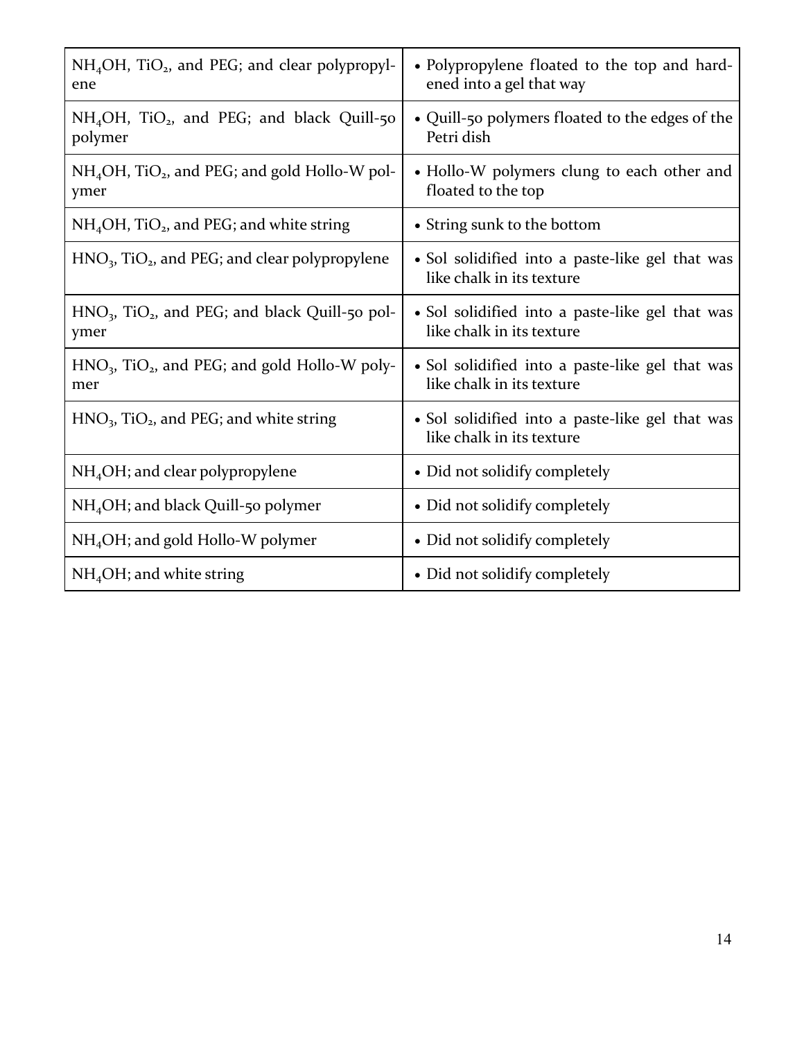| | |
|---|---|
| $NH_4OH$, $TiO_2$, and PEG; and clear polypropylene | • Polypropylene floated to the top and hardened into a gel that way |
| $NH_4OH$, $TiO_2$, and PEG; and black Quill-50 polymer | • Quill-50 polymers floated to the edges of the Petri dish |
| $NH_4OH$, $TiO_2$, and PEG; and gold Hollo-W polymer | • Hollo-W polymers clung to each other and floated to the top |
| $NH_4OH$, $TiO_2$, and PEG; and white string | • String sunk to the bottom |
| $HNO_3$, $TiO_2$, and PEG; and clear polypropylene | • Sol solidified into a paste-like gel that was like chalk in its texture |
| $HNO_3$, $TiO_2$, and PEG; and black Quill-50 polymer | • Sol solidified into a paste-like gel that was like chalk in its texture |
| $HNO_3$, $TiO_2$, and PEG; and gold Hollo-W polymer | • Sol solidified into a paste-like gel that was like chalk in its texture |
| $HNO_3$, $TiO_2$, and PEG; and white string | • Sol solidified into a paste-like gel that was like chalk in its texture |
| $NH_4OH$; and clear polypropylene | • Did not solidify completely |
| $NH_4OH$; and black Quill-50 polymer | • Did not solidify completely |
| $NH_4OH$; and gold Hollo-W polymer | • Did not solidify completely |
| $NH_4OH$; and white string | • Did not solidify completely |